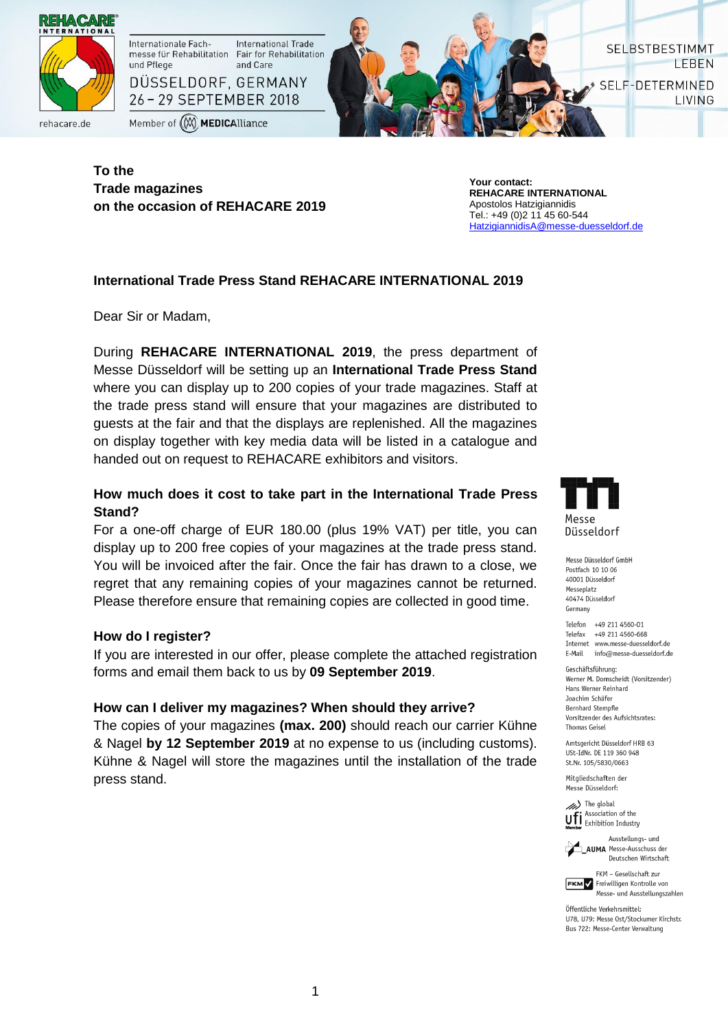REHACARE INTERNATIONAL

Internationale Fachmesse für Rehabilitation und Pflege
International Trade Fair for Rehabilitation and Care

DÜSSELDORF, GERMANY
26 – 29 SEPTEMBER 2018

Member of MEDICAlliance

rehacare.de

SELBSTBESTIMMT LEBEN
SELF-DETERMINED LIVING

**To the**
**Trade magazines**
**on the occasion of REHACARE 2019**

**Your contact:**
**REHACARE INTERNATIONAL**
Apostolos Hatzigiannidis
Tel.: +49 (0)2 11 45 60-544
HatzigiannidisA@messe-duesseldorf.de

## International Trade Press Stand REHACARE INTERNATIONAL 2019

Dear Sir or Madam,

During **REHACARE INTERNATIONAL 2019**, the press department of Messe Düsseldorf will be setting up an **International Trade Press Stand** where you can display up to 200 copies of your trade magazines. Staff at the trade press stand will ensure that your magazines are distributed to guests at the fair and that the displays are replenished. All the magazines on display together with key media data will be listed in a catalogue and handed out on request to REHACARE exhibitors and visitors.

### How much does it cost to take part in the International Trade Press Stand?

For a one-off charge of EUR 180.00 (plus 19% VAT) per title, you can display up to 200 free copies of your magazines at the trade press stand. You will be invoiced after the fair. Once the fair has drawn to a close, we regret that any remaining copies of your magazines cannot be returned. Please therefore ensure that remaining copies are collected in good time.

### How do I register?

If you are interested in our offer, please complete the attached registration forms and email them back to us by **09 September 2019**.

### How can I deliver my magazines? When should they arrive?

The copies of your magazines **(max. 200)** should reach our carrier Kühne & Nagel **by 12 September 2019** at no expense to us (including customs). Kühne & Nagel will store the magazines until the installation of the trade press stand.

Messe Düsseldorf

Messe Düsseldorf GmbH
Postfach 10 10 06
40001 Düsseldorf
Messeplatz
40474 Düsseldorf
Germany

Telefon +49 211 4560-01
Telefax +49 211 4560-668
Internet www.messe-duesseldorf.de
E-Mail info@messe-duesseldorf.de

Geschäftsführung:
Werner M. Dornscheidt (Vorsitzender)
Hans Werner Reinhard
Joachim Schäfer
Bernhard Stempfle
Vorsitzender des Aufsichtsrates:
Thomas Geisel

Amtsgericht Düsseldorf HRB 63
USt-IdNr. DE 119 360 948
St.Nr. 105/5830/0663

Mitgliedschaften der Messe Düsseldorf:

ufi – The global Association of the Exhibition Industry

AUMA – Ausstellungs- und Messe-Ausschuss der Deutschen Wirtschaft

FKM – Gesellschaft zur Freiwilligen Kontrolle von Messe- und Ausstellungszahlen

Öffentliche Verkehrsmittel:
U78, U79: Messe Ost/Stockumer Kirchstr.
Bus 722: Messe-Center Verwaltung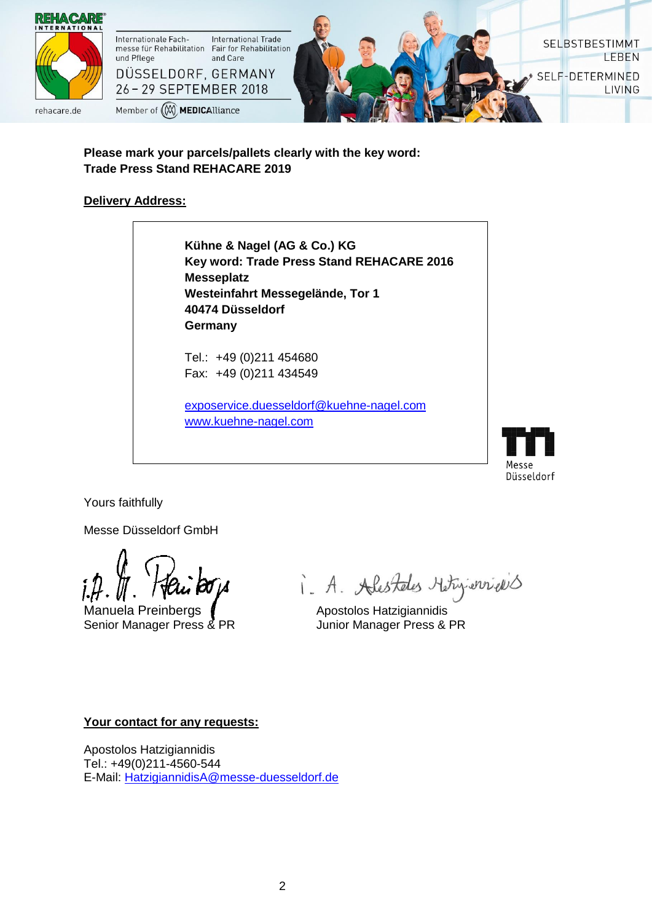**Please mark your parcels/pallets clearly with the key word:**
**Trade Press Stand REHACARE 2019**

**Delivery Address:**

> **Kühne & Nagel (AG & Co.) KG**
> **Key word: Trade Press Stand REHACARE 2016**
> **Messeplatz**
> **Westeinfahrt Messegelände, Tor 1**
> **40474 Düsseldorf**
> **Germany**
>
> Tel.: +49 (0)211 454680
> Fax: +49 (0)211 434549
>
> exposervice.duesseldorf@kuehne-nagel.com
> www.kuehne-nagel.com

Yours faithfully

Messe Düsseldorf GmbH

i.A. Manuela Preinbergs
Senior Manager Press & PR

i.A. Apostolos Hatzigiannidis
Junior Manager Press & PR

**Your contact for any requests:**

Apostolos Hatzigiannidis
Tel.: +49(0)211-4560-544
E-Mail: HatzigiannidisA@messe-duesseldorf.de